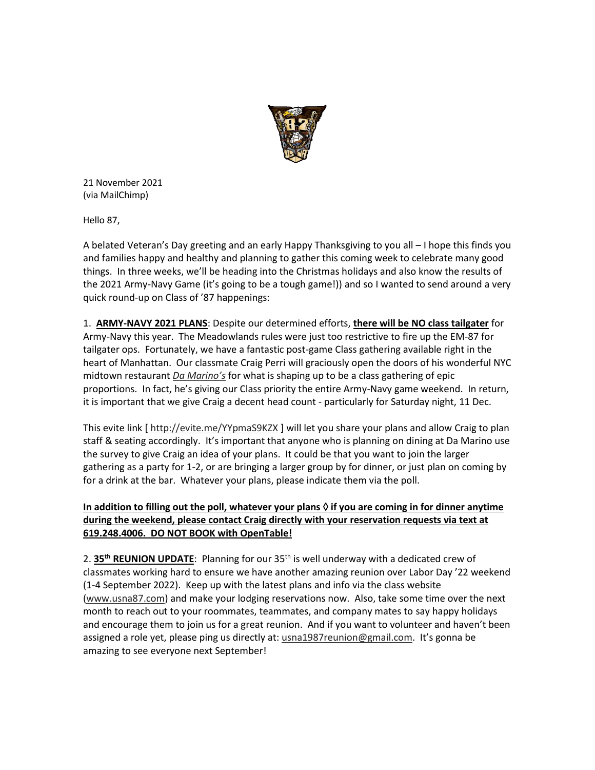21 November 2021
(via MailChimp)

Hello 87,

A belated Veteran's Day greeting and an early Happy Thanksgiving to you all – I hope this finds you and families happy and healthy and planning to gather this coming week to celebrate many good things. In three weeks, we'll be heading into the Christmas holidays and also know the results of the 2021 Army-Navy Game (it's going to be a tough game!)) and so I wanted to send around a very quick round-up on Class of '87 happenings:

1. **ARMY-NAVY 2021 PLANS**: Despite our determined efforts, **there will be NO class tailgater** for Army-Navy this year. The Meadowlands rules were just too restrictive to fire up the EM-87 for tailgater ops. Fortunately, we have a fantastic post-game Class gathering available right in the heart of Manhattan. Our classmate Craig Perri will graciously open the doors of his wonderful NYC midtown restaurant ***Da Marino's*** for what is shaping up to be a class gathering of epic proportions. In fact, he's giving our Class priority the entire Army-Navy game weekend. In return, it is important that we give Craig a decent head count - particularly for Saturday night, 11 Dec.

This evite link [ http://evite.me/YYpmaS9KZX ] will let you share your plans and allow Craig to plan staff & seating accordingly. It's important that anyone who is planning on dining at Da Marino use the survey to give Craig an idea of your plans. It could be that you want to join the larger gathering as a party for 1-2, or are bringing a larger group by for dinner, or just plan on coming by for a drink at the bar. Whatever your plans, please indicate them via the poll.

**In addition to filling out the poll, whatever your plans ◊ if you are coming in for dinner anytime during the weekend, please contact Craig directly with your reservation requests via text at 619.248.4006. DO NOT BOOK with OpenTable!**

2. **35th REUNION UPDATE**: Planning for our 35th is well underway with a dedicated crew of classmates working hard to ensure we have another amazing reunion over Labor Day '22 weekend (1-4 September 2022). Keep up with the latest plans and info via the class website (www.usna87.com) and make your lodging reservations now. Also, take some time over the next month to reach out to your roommates, teammates, and company mates to say happy holidays and encourage them to join us for a great reunion. And if you want to volunteer and haven't been assigned a role yet, please ping us directly at: usna1987reunion@gmail.com. It's gonna be amazing to see everyone next September!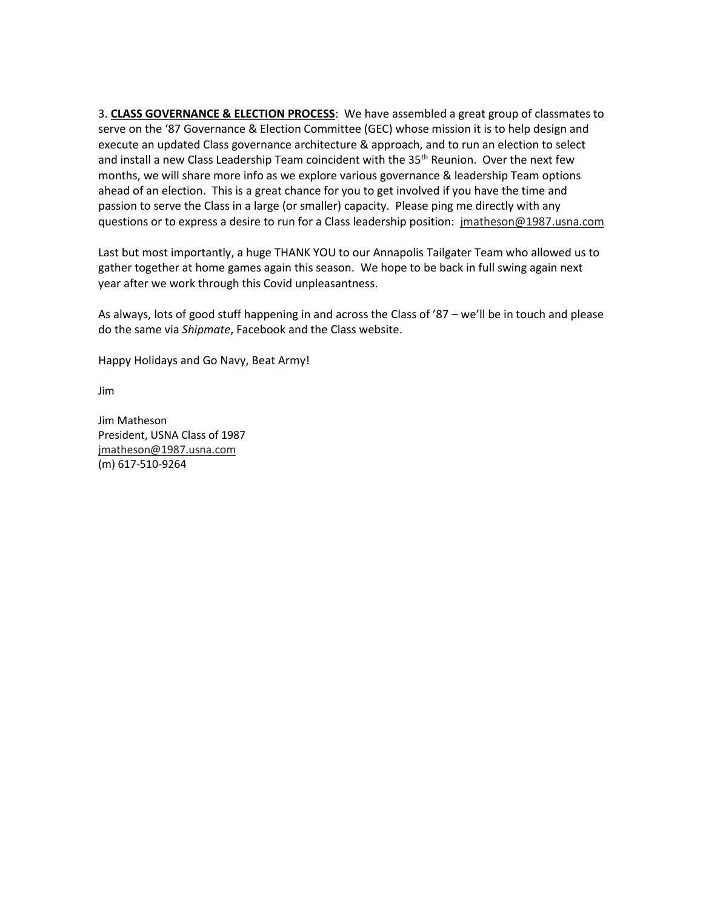3. **<u>CLASS GOVERNANCE & ELECTION PROCESS</u>**: We have assembled a great group of classmates to serve on the '87 Governance & Election Committee (GEC) whose mission it is to help design and execute an updated Class governance architecture & approach, and to run an election to select and install a new Class Leadership Team coincident with the 35th Reunion. Over the next few months, we will share more info as we explore various governance & leadership Team options ahead of an election. This is a great chance for you to get involved if you have the time and passion to serve the Class in a large (or smaller) capacity. Please ping me directly with any questions or to express a desire to run for a Class leadership position: jmatheson@1987.usna.com

Last but most importantly, a huge THANK YOU to our Annapolis Tailgater Team who allowed us to gather together at home games again this season. We hope to be back in full swing again next year after we work through this Covid unpleasantness.

As always, lots of good stuff happening in and across the Class of '87 – we'll be in touch and please do the same via *Shipmate*, Facebook and the Class website.

Happy Holidays and Go Navy, Beat Army!

Jim

Jim Matheson
President, USNA Class of 1987
jmatheson@1987.usna.com
(m) 617-510-9264